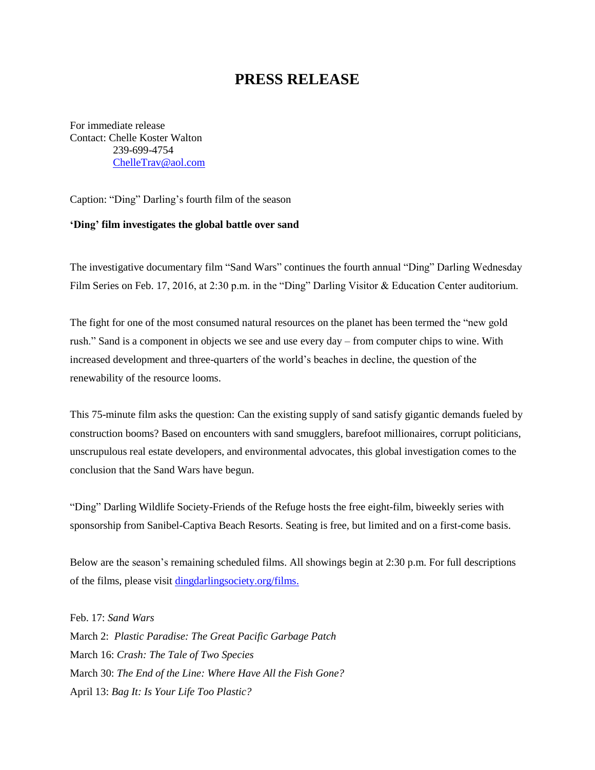# PRESS RELEASE

For immediate release
Contact: Chelle Koster Walton
239-699-4754
[ChelleTrav@aol.com](mailto:ChelleTrav@aol.com)

Caption: "Ding" Darling's fourth film of the season

**'Ding' film investigates the global battle over sand**

The investigative documentary film "Sand Wars" continues the fourth annual "Ding" Darling Wednesday Film Series on Feb. 17, 2016, at 2:30 p.m. in the "Ding" Darling Visitor & Education Center auditorium.

The fight for one of the most consumed natural resources on the planet has been termed the "new gold rush." Sand is a component in objects we see and use every day – from computer chips to wine. With increased development and three-quarters of the world's beaches in decline, the question of the renewability of the resource looms.

This 75-minute film asks the question: Can the existing supply of sand satisfy gigantic demands fueled by construction booms? Based on encounters with sand smugglers, barefoot millionaires, corrupt politicians, unscrupulous real estate developers, and environmental advocates, this global investigation comes to the conclusion that the Sand Wars have begun.

"Ding" Darling Wildlife Society-Friends of the Refuge hosts the free eight-film, biweekly series with sponsorship from Sanibel-Captiva Beach Resorts. Seating is free, but limited and on a first-come basis.

Below are the season's remaining scheduled films. All showings begin at 2:30 p.m. For full descriptions of the films, please visit [dingdarlingsociety.org/films.](http://dingdarlingsociety.org/films)

Feb. 17: *Sand Wars*
March 2: *Plastic Paradise: The Great Pacific Garbage Patch*
March 16: *Crash: The Tale of Two Species*
March 30: *The End of the Line: Where Have All the Fish Gone?*
April 13: *Bag It: Is Your Life Too Plastic?*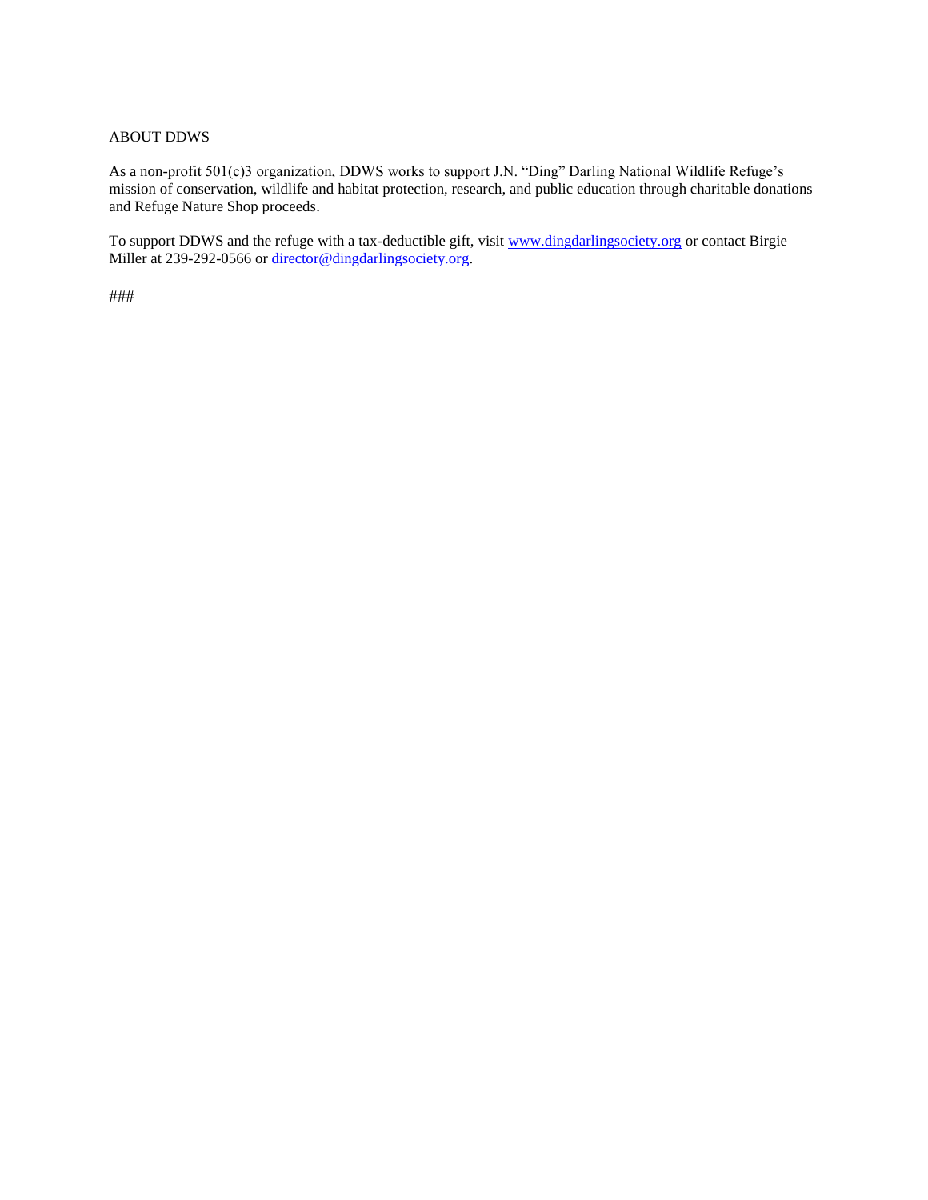ABOUT DDWS

As a non-profit 501(c)3 organization, DDWS works to support J.N. "Ding" Darling National Wildlife Refuge's mission of conservation, wildlife and habitat protection, research, and public education through charitable donations and Refuge Nature Shop proceeds.

To support DDWS and the refuge with a tax-deductible gift, visit www.dingdarlingsociety.org or contact Birgie Miller at 239-292-0566 or director@dingdarlingsociety.org.

###